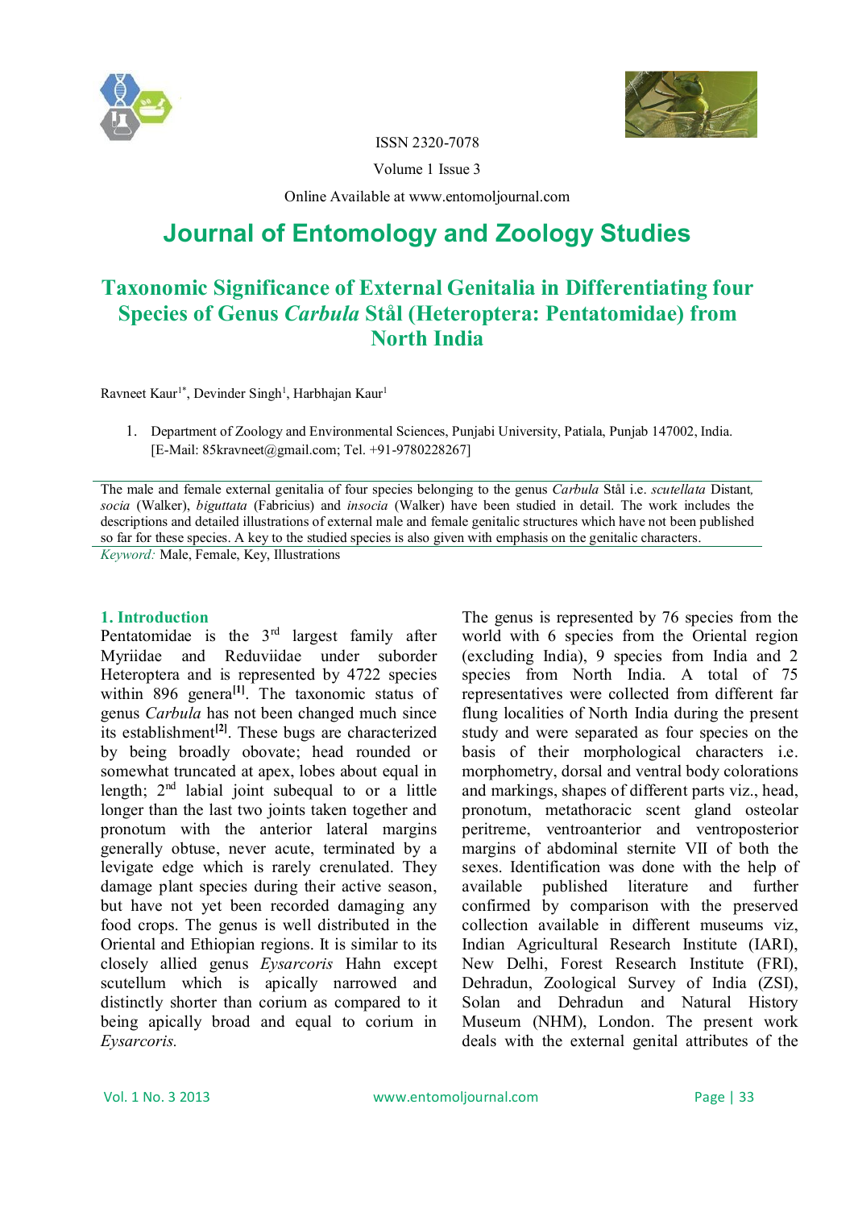ISSN 2320-7078

Volume 1 Issue 3

Online Available at www.entomoljournal.com

# Journal of Entomology and Zoology Studies

## Taxonomic Significance of External Genitalia in Differentiating four Species of Genus *Carbula* Stål (Heteroptera: Pentatomidae) from North India

Ravneet Kaur[1*], Devinder Singh[1], Harbhajan Kaur[1]

1. Department of Zoology and Environmental Sciences, Punjabi University, Patiala, Punjab 147002, India. [E-Mail: 85kravneet@gmail.com; Tel. +91-9780228267]

The male and female external genitalia of four species belonging to the genus *Carbula* Stål i.e. *scutellata* Distant, *socia* (Walker), *biguttata* (Fabricius) and *insocia* (Walker) have been studied in detail. The work includes the descriptions and detailed illustrations of external male and female genitalic structures which have not been published so far for these species. A key to the studied species is also given with emphasis on the genitalic characters.

*Keyword:* Male, Female, Key, Illustrations

### 1. Introduction

Pentatomidae is the 3rd largest family after Myriidae and Reduviidae under suborder Heteroptera and is represented by 4722 species within 896 genera[1]. The taxonomic status of genus *Carbula* has not been changed much since its establishment[2]. These bugs are characterized by being broadly obovate; head rounded or somewhat truncated at apex, lobes about equal in length; 2nd labial joint subequal to or a little longer than the last two joints taken together and pronotum with the anterior lateral margins generally obtuse, never acute, terminated by a levigate edge which is rarely crenulated. They damage plant species during their active season, but have not yet been recorded damaging any food crops. The genus is well distributed in the Oriental and Ethiopian regions. It is similar to its closely allied genus *Eysarcoris* Hahn except scutellum which is apically narrowed and distinctly shorter than corium as compared to it being apically broad and equal to corium in *Eysarcoris.*

The genus is represented by 76 species from the world with 6 species from the Oriental region (excluding India), 9 species from India and 2 species from North India. A total of 75 representatives were collected from different far flung localities of North India during the present study and were separated as four species on the basis of their morphological characters i.e. morphometry, dorsal and ventral body colorations and markings, shapes of different parts viz., head, pronotum, metathoracic scent gland osteolar peritreme, ventroanterior and ventroposterior margins of abdominal sternite VII of both the sexes. Identification was done with the help of available published literature and further confirmed by comparison with the preserved collection available in different museums viz, Indian Agricultural Research Institute (IARI), New Delhi, Forest Research Institute (FRI), Dehradun, Zoological Survey of India (ZSI), Solan and Dehradun and Natural History Museum (NHM), London. The present work deals with the external genital attributes of the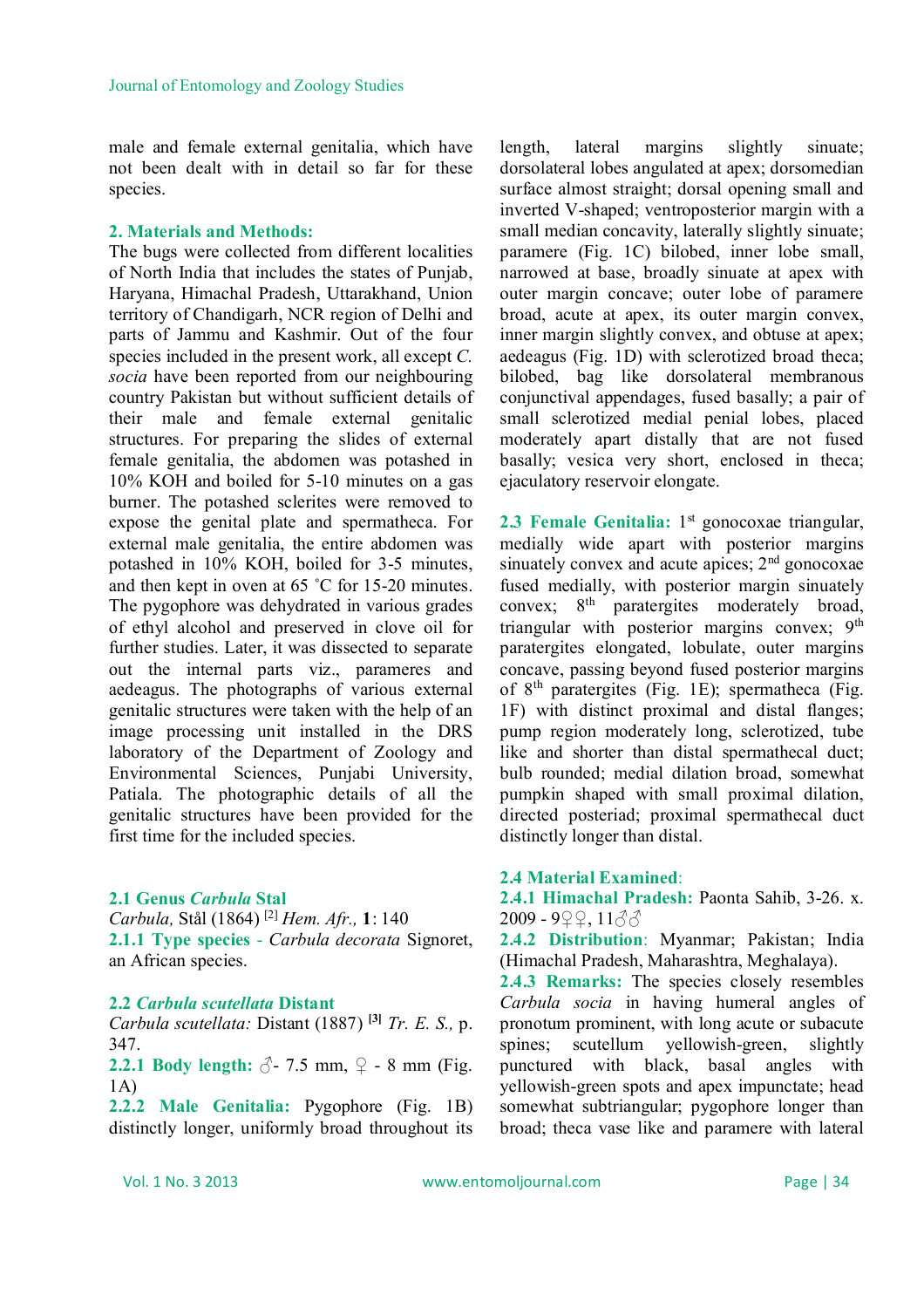male and female external genitalia, which have not been dealt with in detail so far for these species.

## 2. Materials and Methods:

The bugs were collected from different localities of North India that includes the states of Punjab, Haryana, Himachal Pradesh, Uttarakhand, Union territory of Chandigarh, NCR region of Delhi and parts of Jammu and Kashmir. Out of the four species included in the present work, all except *C. socia* have been reported from our neighbouring country Pakistan but without sufficient details of their male and female external genitalic structures. For preparing the slides of external female genitalia, the abdomen was potashed in 10% KOH and boiled for 5-10 minutes on a gas burner. The potashed sclerites were removed to expose the genital plate and spermatheca. For external male genitalia, the entire abdomen was potashed in 10% KOH, boiled for 3-5 minutes, and then kept in oven at 65 ˚C for 15-20 minutes. The pygophore was dehydrated in various grades of ethyl alcohol and preserved in clove oil for further studies. Later, it was dissected to separate out the internal parts viz., parameres and aedeagus. The photographs of various external genitalic structures were taken with the help of an image processing unit installed in the DRS laboratory of the Department of Zoology and Environmental Sciences, Punjabi University, Patiala. The photographic details of all the genitalic structures have been provided for the first time for the included species.

### 2.1 Genus *Carbula* Stal

*Carbula,* Stål (1864) [2] *Hem. Afr.,* **1**: 140

**2.1.1 Type species** - *Carbula decorata* Signoret, an African species.

### 2.2 *Carbula scutellata* Distant

*Carbula scutellata:* Distant (1887) [3] *Tr. E. S.,* p. 347.

**2.2.1 Body length:** ♂- 7.5 mm, ♀ - 8 mm (Fig. 1A)

**2.2.2 Male Genitalia:** Pygophore (Fig. 1B) distinctly longer, uniformly broad throughout its length, lateral margins slightly sinuate; dorsolateral lobes angulated at apex; dorsomedian surface almost straight; dorsal opening small and inverted V-shaped; ventroposterior margin with a small median concavity, laterally slightly sinuate; paramere (Fig. 1C) bilobed, inner lobe small, narrowed at base, broadly sinuate at apex with outer margin concave; outer lobe of paramere broad, acute at apex, its outer margin convex, inner margin slightly convex, and obtuse at apex; aedeagus (Fig. 1D) with sclerotized broad theca; bilobed, bag like dorsolateral membranous conjunctival appendages, fused basally; a pair of small sclerotized medial penial lobes, placed moderately apart distally that are not fused basally; vesica very short, enclosed in theca; ejaculatory reservoir elongate.

**2.3 Female Genitalia:** 1st gonocoxae triangular, medially wide apart with posterior margins sinuately convex and acute apices; 2nd gonocoxae fused medially, with posterior margin sinuately convex; 8th paratergites moderately broad, triangular with posterior margins convex; 9th paratergites elongated, lobulate, outer margins concave, passing beyond fused posterior margins of 8th paratergites (Fig. 1E); spermatheca (Fig. 1F) with distinct proximal and distal flanges; pump region moderately long, sclerotized, tube like and shorter than distal spermathecal duct; bulb rounded; medial dilation broad, somewhat pumpkin shaped with small proximal dilation, directed posteriad; proximal spermathecal duct distinctly longer than distal.

**2.4 Material Examined**:

**2.4.1 Himachal Pradesh:** Paonta Sahib, 3-26. x. 2009 - 9♀♀, 11♂♂

**2.4.2 Distribution**: Myanmar; Pakistan; India (Himachal Pradesh, Maharashtra, Meghalaya).

**2.4.3 Remarks:** The species closely resembles *Carbula socia* in having humeral angles of pronotum prominent, with long acute or subacute spines; scutellum yellowish-green, slightly punctured with black, basal angles with yellowish-green spots and apex impunctate; head somewhat subtriangular; pygophore longer than broad; theca vase like and paramere with lateral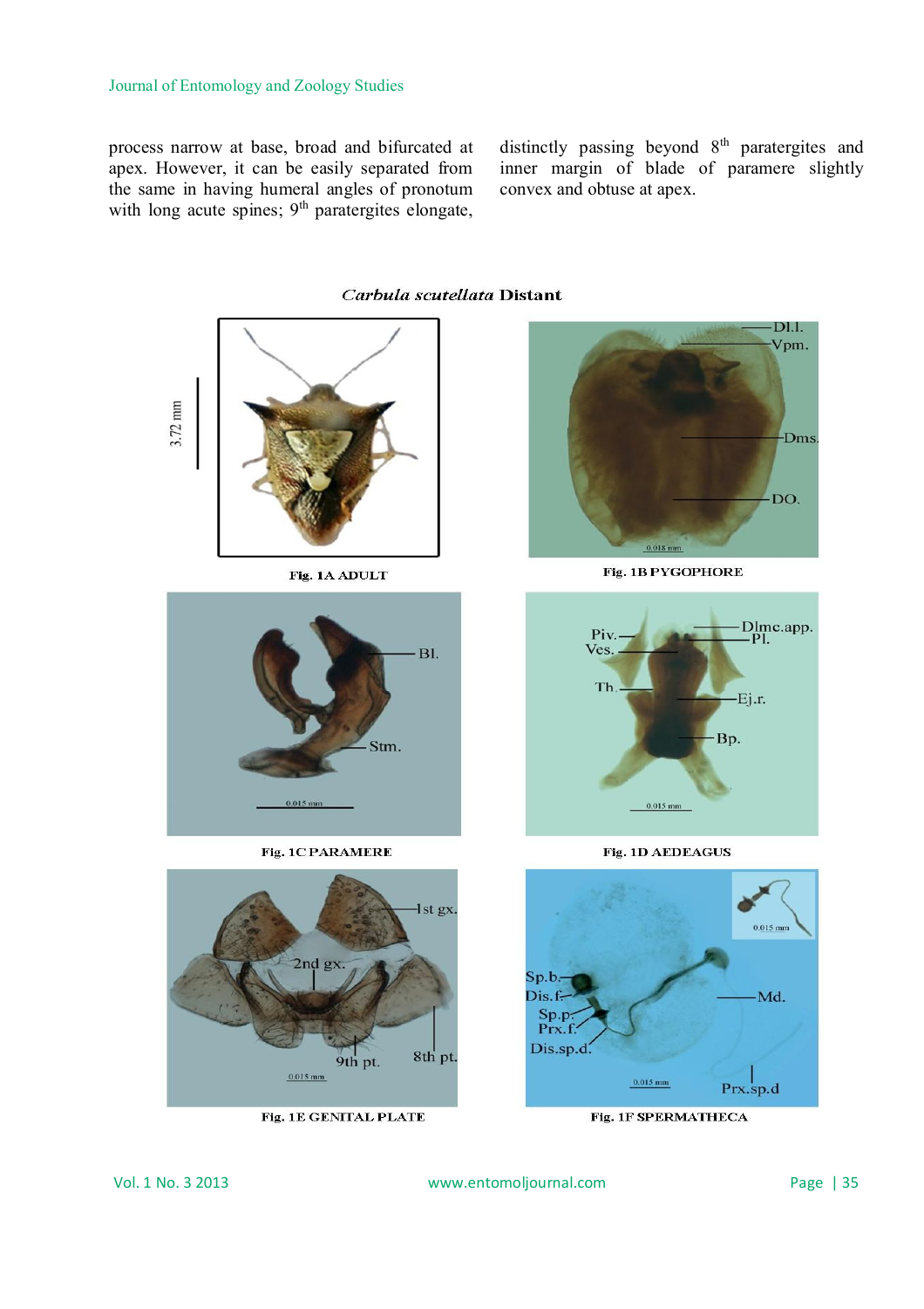process narrow at base, broad and bifurcated at apex. However, it can be easily separated from the same in having humeral angles of pronotum with long acute spines; 9th paratergites elongate, distinctly passing beyond 8th paratergites and inner margin of blade of paramere slightly convex and obtuse at apex.

***Carbula scutellata* Distant**

Fig. 1A ADULT

Fig. 1B PYGOPHORE

Fig. 1C PARAMERE

Fig. 1D AEDEAGUS

Fig. 1E GENITAL PLATE

Fig. 1F SPERMATHECA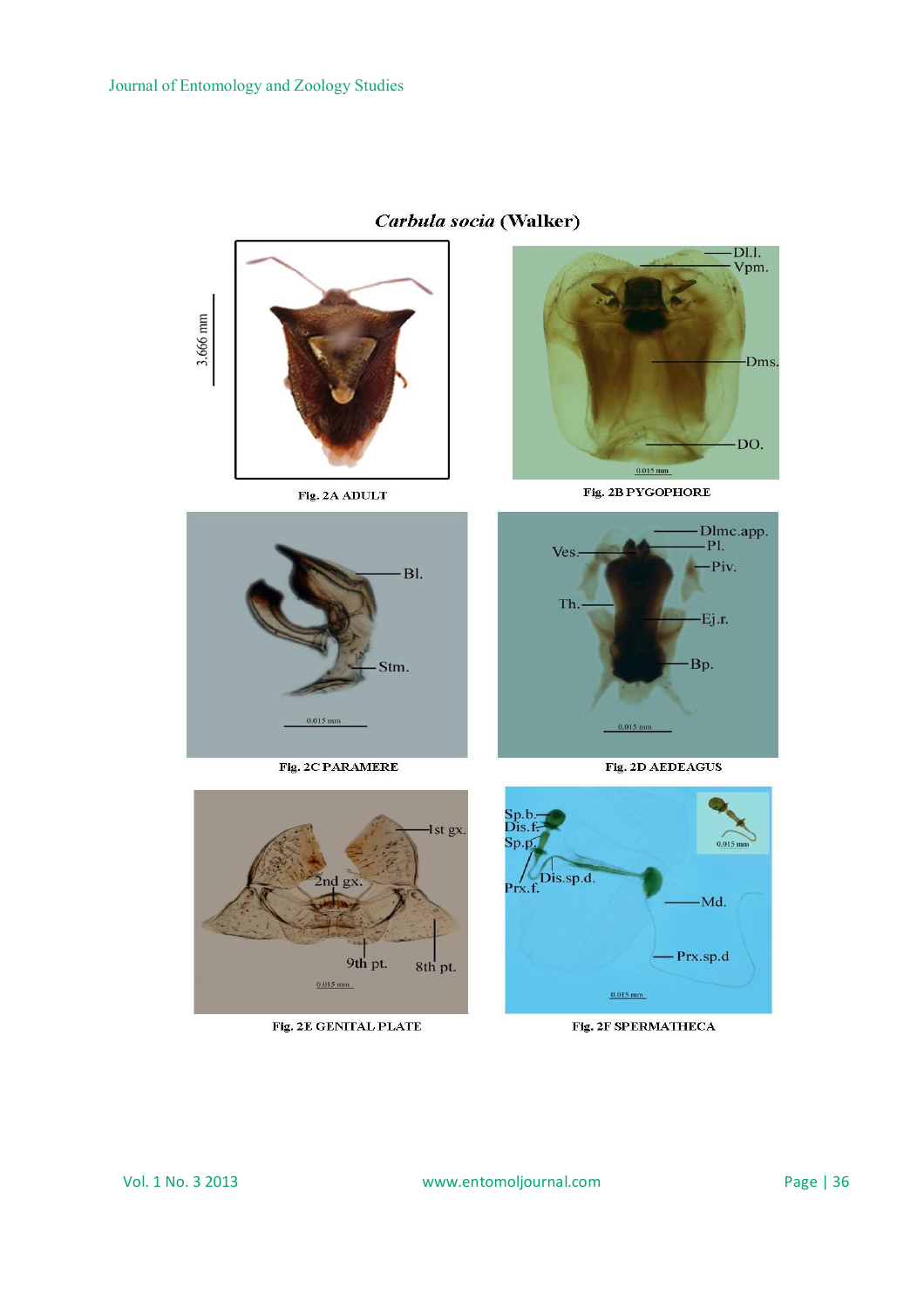*Carbula socia* (Walker)

Fig. 2A ADULT

Fig. 2B PYGOPHORE

Fig. 2C PARAMERE

Fig. 2D AEDEAGUS

Fig. 2E GENITAL PLATE

Fig. 2F SPERMATHECA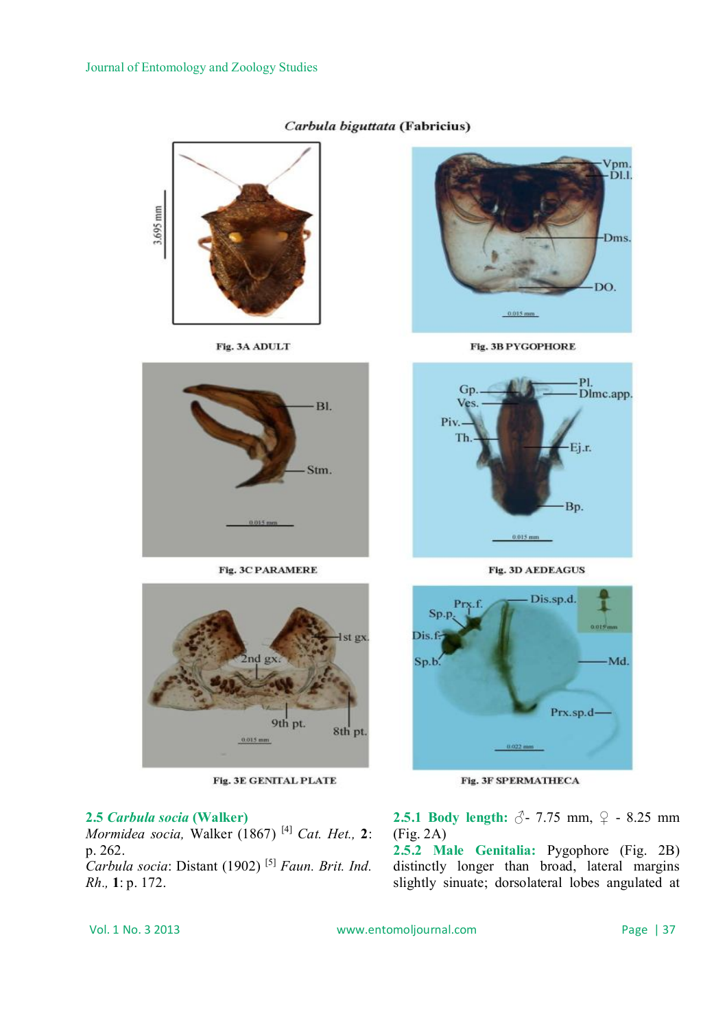*Carbula biguttata* (Fabricius)

Fig. 3A ADULT

Fig. 3B PYGOPHORE

Fig. 3C PARAMERE

Fig. 3D AEDEAGUS

Fig. 3E GENITAL PLATE

Fig. 3F SPERMATHECA

### 2.5 *Carbula socia* (Walker)

*Mormidea socia,* Walker (1867) [4] *Cat. Het.,* **2**: p. 262.

*Carbula socia*: Distant (1902) [5] *Faun. Brit. Ind. Rh.,* **1**: p. 172.

**2.5.1 Body length:** ♂- 7.75 mm, ♀ - 8.25 mm (Fig. 2A)

**2.5.2 Male Genitalia:** Pygophore (Fig. 2B) distinctly longer than broad, lateral margins slightly sinuate; dorsolateral lobes angulated at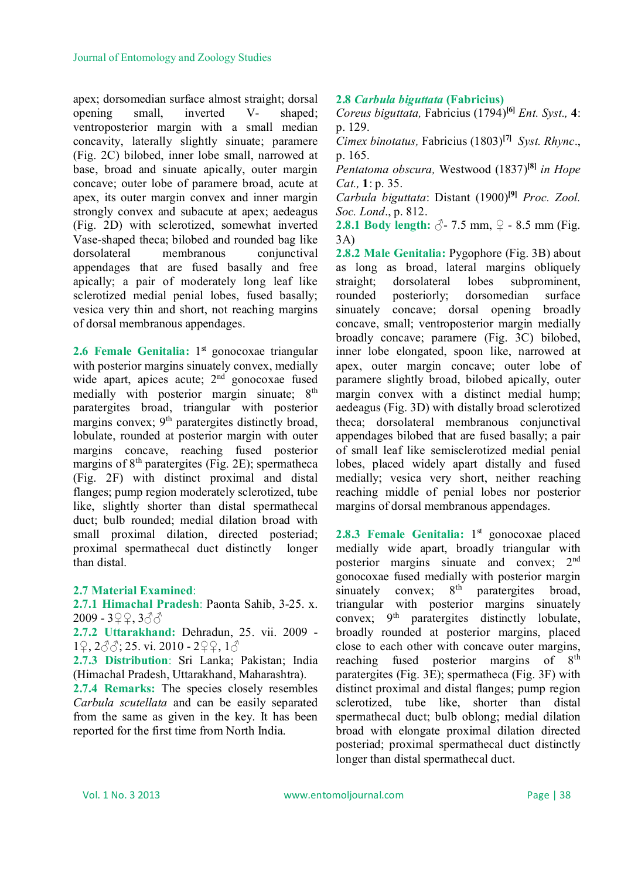apex; dorsomedian surface almost straight; dorsal opening small, inverted V- shaped; ventroposterior margin with a small median concavity, laterally slightly sinuate; paramere (Fig. 2C) bilobed, inner lobe small, narrowed at base, broad and sinuate apically, outer margin concave; outer lobe of paramere broad, acute at apex, its outer margin convex and inner margin strongly convex and subacute at apex; aedeagus (Fig. 2D) with sclerotized, somewhat inverted Vase-shaped theca; bilobed and rounded bag like dorsolateral membranous conjunctival appendages that are fused basally and free apically; a pair of moderately long leaf like sclerotized medial penial lobes, fused basally; vesica very thin and short, not reaching margins of dorsal membranous appendages.

**2.6 Female Genitalia:** 1st gonocoxae triangular with posterior margins sinuately convex, medially wide apart, apices acute; 2nd gonocoxae fused medially with posterior margin sinuate; 8th paratergites broad, triangular with posterior margins convex; 9th paratergites distinctly broad, lobulate, rounded at posterior margin with outer margins concave, reaching fused posterior margins of 8th paratergites (Fig. 2E); spermatheca (Fig. 2F) with distinct proximal and distal flanges; pump region moderately sclerotized, tube like, slightly shorter than distal spermathecal duct; bulb rounded; medial dilation broad with small proximal dilation, directed posteriad; proximal spermathecal duct distinctly longer than distal.

**2.7 Material Examined**:

**2.7.1 Himachal Pradesh**: Paonta Sahib, 3-25. x. 2009 - 3♀♀, 3♂♂

**2.7.2 Uttarakhand:** Dehradun, 25. vii. 2009 - 1♀, 2♂♂; 25. vi. 2010 - 2♀♀, 1♂

**2.7.3 Distribution**: Sri Lanka; Pakistan; India (Himachal Pradesh, Uttarakhand, Maharashtra).

**2.7.4 Remarks:** The species closely resembles *Carbula scutellata* and can be easily separated from the same as given in the key. It has been reported for the first time from North India.

## 2.8 *Carbula biguttata* (Fabricius)

*Coreus biguttata,* Fabricius (1794)[6] *Ent. Syst.,* **4**: p. 129.

*Cimex binotatus,* Fabricius (1803)[7] *Syst. Rhync*., p. 165.

*Pentatoma obscura,* Westwood (1837)[8] *in Hope Cat.,* **1**: p. 35.

*Carbula biguttata*: Distant (1900)[9] *Proc. Zool. Soc. Lond*., p. 812.

**2.8.1 Body length:** ♂- 7.5 mm, ♀ - 8.5 mm (Fig. 3A)

**2.8.2 Male Genitalia:** Pygophore (Fig. 3B) about as long as broad, lateral margins obliquely straight; dorsolateral lobes subprominent, rounded posteriorly; dorsomedian surface sinuately concave; dorsal opening broadly concave, small; ventroposterior margin medially broadly concave; paramere (Fig. 3C) bilobed, inner lobe elongated, spoon like, narrowed at apex, outer margin concave; outer lobe of paramere slightly broad, bilobed apically, outer margin convex with a distinct medial hump; aedeagus (Fig. 3D) with distally broad sclerotized theca; dorsolateral membranous conjunctival appendages bilobed that are fused basally; a pair of small leaf like semisclerotized medial penial lobes, placed widely apart distally and fused medially; vesica very short, neither reaching reaching middle of penial lobes nor posterior margins of dorsal membranous appendages.

**2.8.3 Female Genitalia:** 1st gonocoxae placed medially wide apart, broadly triangular with posterior margins sinuate and convex; 2nd gonocoxae fused medially with posterior margin sinuately convex; 8th paratergites broad, triangular with posterior margins sinuately convex; 9th paratergites distinctly lobulate, broadly rounded at posterior margins, placed close to each other with concave outer margins, reaching fused posterior margins of 8th paratergites (Fig. 3E); spermatheca (Fig. 3F) with distinct proximal and distal flanges; pump region sclerotized, tube like, shorter than distal spermathecal duct; bulb oblong; medial dilation broad with elongate proximal dilation directed posteriad; proximal spermathecal duct distinctly longer than distal spermathecal duct.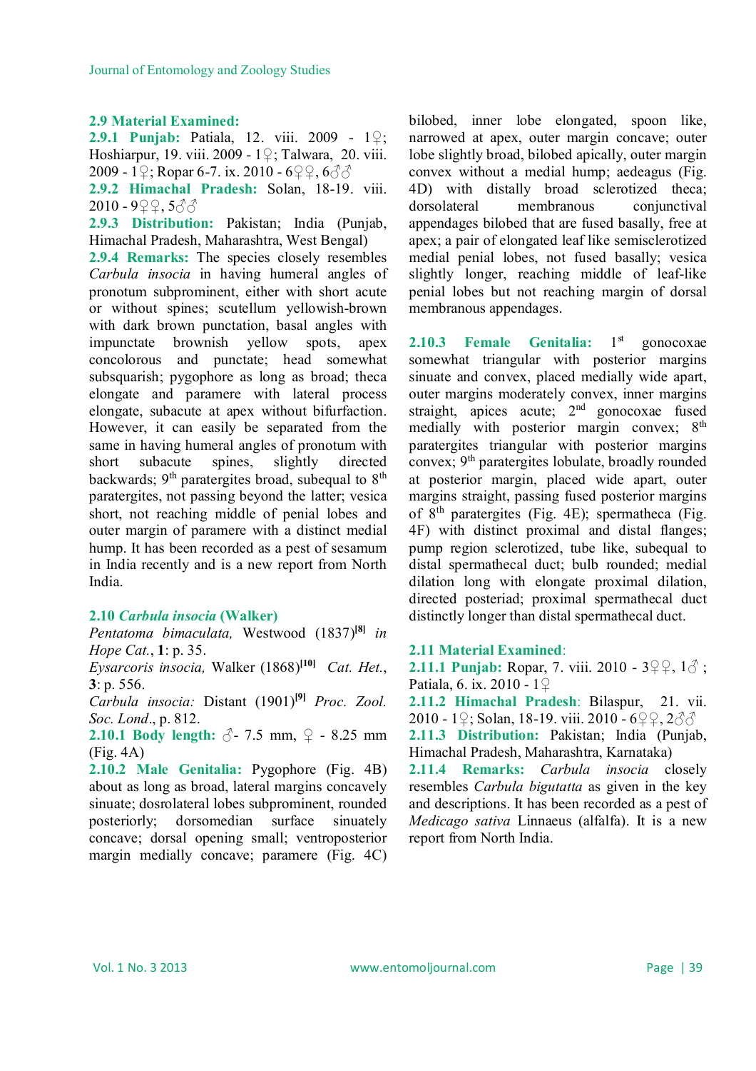**2.9 Material Examined:**

**2.9.1 Punjab:** Patiala, 12. viii. 2009 - 1♀; Hoshiarpur, 19. viii. 2009 - 1♀; Talwara, 20. viii. 2009 - 1♀; Ropar 6-7. ix. 2010 - 6♀♀, 6♂♂

**2.9.2 Himachal Pradesh:** Solan, 18-19. viii. 2010 - 9♀♀, 5♂♂

**2.9.3 Distribution:** Pakistan; India (Punjab, Himachal Pradesh, Maharashtra, West Bengal)

**2.9.4 Remarks:** The species closely resembles *Carbula insocia* in having humeral angles of pronotum subprominent, either with short acute or without spines; scutellum yellowish-brown with dark brown punctation, basal angles with impunctate yellow spots, apex concolorous and punctate; head somewhat subsquarish; pygophore as long as broad; theca elongate and paramere with lateral process elongate, subacute at apex without bifurfaction. However, it can easily be separated from the same in having humeral angles of pronotum with short subacute spines, slightly directed backwards; 9th paratergites broad, subequal to 8th paratergites, not passing beyond the latter; vesica short, not reaching middle of penial lobes and outer margin of paramere with a distinct medial hump. It has been recorded as a pest of sesamum in India recently and is a new report from North India.

## 2.10 *Carbula insocia* (Walker)

*Pentatoma bimaculata,* Westwood (1837)[8] *in Hope Cat.*, **1**: p. 35.

*Eysarcoris insocia,* Walker (1868)[10] *Cat. Het.*, **3**: p. 556.

*Carbula insocia:* Distant (1901)[9] *Proc. Zool. Soc. Lond*., p. 812.

**2.10.1 Body length:** ♂- 7.5 mm, ♀ - 8.25 mm (Fig. 4A)

**2.10.2 Male Genitalia:** Pygophore (Fig. 4B) about as long as broad, lateral margins concavely sinuate; dosrolateral lobes subprominent, rounded posteriorly; dorsomedian surface sinuately concave; dorsal opening small; ventroposterior margin medially concave; paramere (Fig. 4C) bilobed, inner lobe elongated, spoon like, narrowed at apex, outer margin concave; outer lobe slightly broad, bilobed apically, outer margin convex without a medial hump; aedeagus (Fig. 4D) with distally broad sclerotized theca; dorsolateral membranous conjunctival appendages bilobed that are fused basally, free at apex; a pair of elongated leaf like semisclerotized medial penial lobes, not fused basally; vesica slightly longer, reaching middle of leaf-like penial lobes but not reaching margin of dorsal membranous appendages.

**2.10.3 Female Genitalia:** 1st gonocoxae somewhat triangular with posterior margins sinuate and convex, placed medially wide apart, outer margins moderately convex, inner margins straight, apices acute; 2nd gonocoxae fused medially with posterior margin convex; 8th paratergites triangular with posterior margins convex; 9th paratergites lobulate, broadly rounded at posterior margin, placed wide apart, outer margins straight, passing fused posterior margins of 8th paratergites (Fig. 4E); spermatheca (Fig. 4F) with distinct proximal and distal flanges; pump region sclerotized, tube like, subequal to distal spermathecal duct; bulb rounded; medial dilation long with elongate proximal dilation, directed posteriad; proximal spermathecal duct distinctly longer than distal spermathecal duct.

**2.11 Material Examined**:

**2.11.1 Punjab:** Ropar, 7. viii. 2010 - 3♀♀, 1♂ ; Patiala, 6. ix. 2010 - 1♀

**2.11.2 Himachal Pradesh**: Bilaspur, 21. vii. 2010 - 1♀; Solan, 18-19. viii. 2010 - 6♀♀, 2♂♂

**2.11.3 Distribution:** Pakistan; India (Punjab, Himachal Pradesh, Maharashtra, Karnataka)

**2.11.4 Remarks:** *Carbula insocia* closely resembles *Carbula bigutatta* as given in the key and descriptions. It has been recorded as a pest of *Medicago sativa* Linnaeus (alfalfa). It is a new report from North India.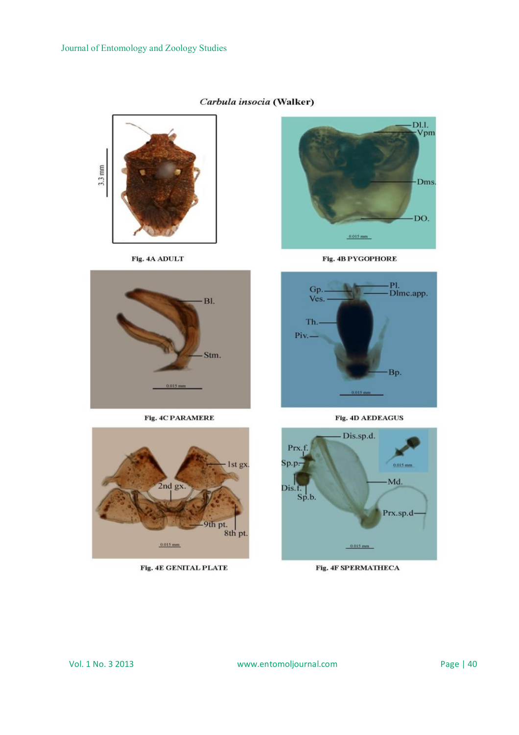*Carbula insocia* (Walker)

Fig. 4A ADULT

Fig. 4B PYGOPHORE

Fig. 4C PARAMERE

Fig. 4D AEDEAGUS

Fig. 4E GENITAL PLATE

Fig. 4F SPERMATHECA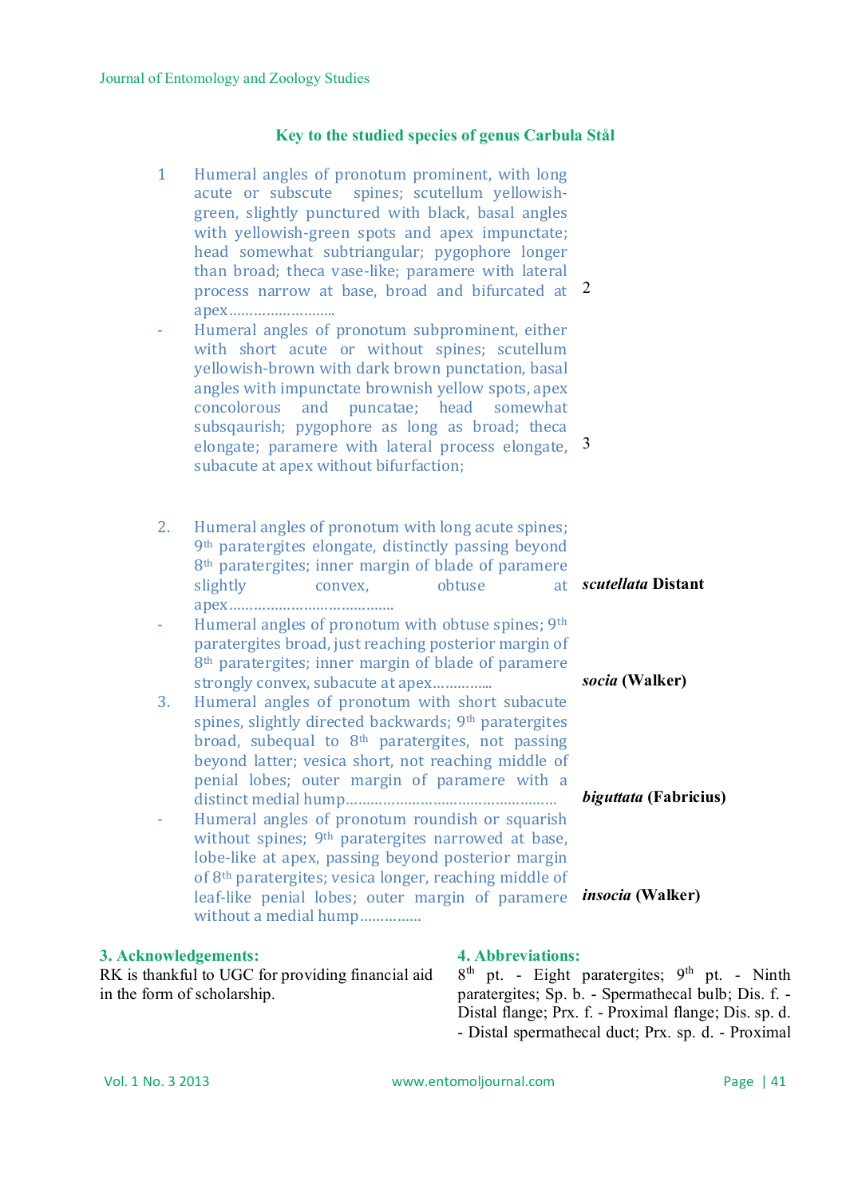### Key to the studied species of genus Carbula Stål

1 Humeral angles of pronotum prominent, with long acute or subscute spines; scutellum yellowish-green, slightly punctured with black, basal angles with yellowish-green spots and apex impunctate; head somewhat subtriangular; pygophore longer than broad; theca vase-like; paramere with lateral process narrow at base, broad and bifurcated at apex.......................... 2

\- Humeral angles of pronotum subprominent, either with short acute or without spines; scutellum yellowish-brown with dark brown punctation, basal angles with impunctate brownish yellow spots, apex concolorous and puncatae; head somewhat subsqaurish; pygophore as long as broad; theca elongate; paramere with lateral process elongate, subacute at apex without bifurfaction; 3

2\. Humeral angles of pronotum with long acute spines; 9th paratergites elongate, distinctly passing beyond 8th paratergites; inner margin of blade of paramere slightly convex, obtuse at apex........................................ ***scutellata*** **Distant**

\- Humeral angles of pronotum with obtuse spines; 9th paratergites broad, just reaching posterior margin of 8th paratergites; inner margin of blade of paramere strongly convex, subacute at apex.............. ***socia*** **(Walker)**

3\. Humeral angles of pronotum with short subacute spines, slightly directed backwards; 9th paratergites broad, subequal to 8th paratergites, not passing beyond latter; vesica short, not reaching middle of penial lobes; outer margin of paramere with a distinct medial hump.................................................. ***biguttata*** **(Fabricius)**

\- Humeral angles of pronotum roundish or squarish without spines; 9th paratergites narrowed at base, lobe-like at apex, passing beyond posterior margin of 8th paratergites; vesica longer, reaching middle of leaf-like penial lobes; outer margin of paramere without a medial hump............... ***insocia*** **(Walker)**

## 3. Acknowledgements:

RK is thankful to UGC for providing financial aid in the form of scholarship.

## 4. Abbreviations:

8th pt. - Eight paratergites; 9th pt. - Ninth paratergites; Sp. b. - Spermathecal bulb; Dis. f. - Distal flange; Prx. f. - Proximal flange; Dis. sp. d. - Distal spermathecal duct; Prx. sp. d. - Proximal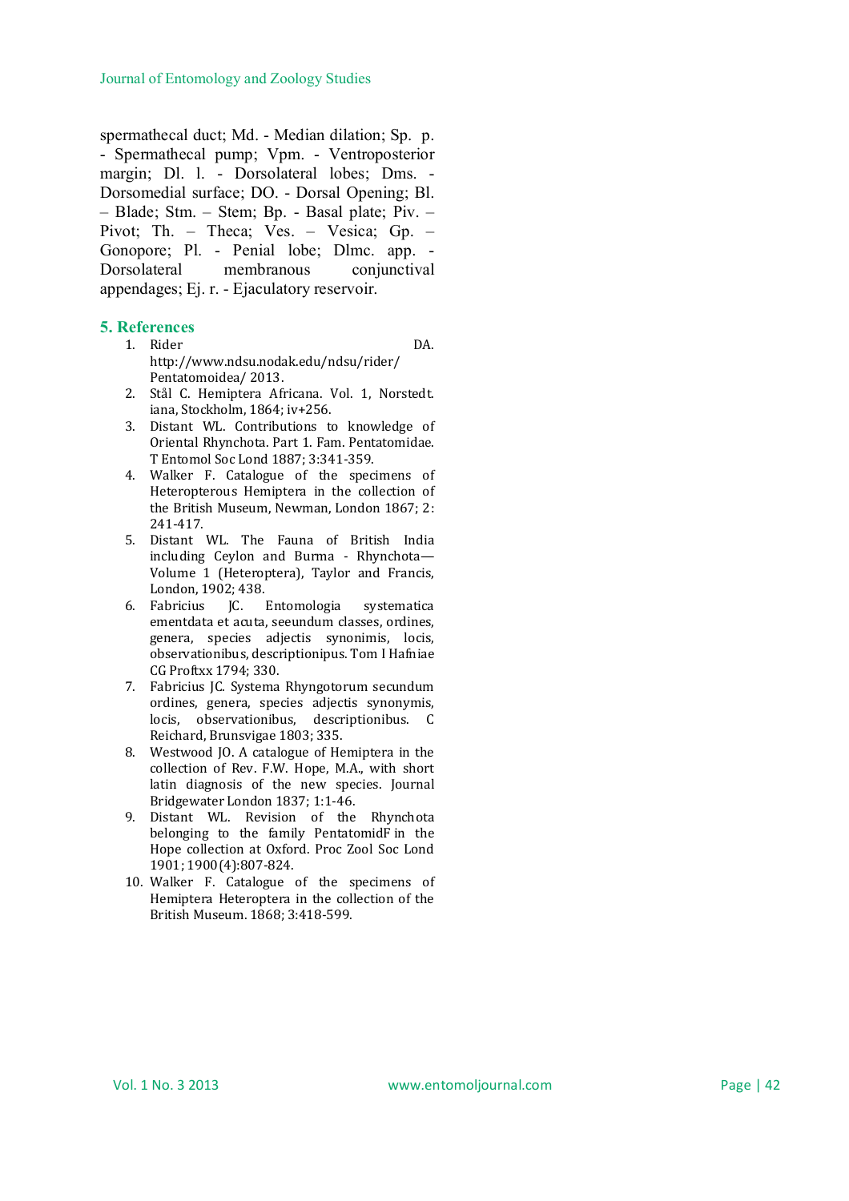spermathecal duct; Md. - Median dilation; Sp. p. - Spermathecal pump; Vpm. - Ventroposterior margin; Dl. l. - Dorsolateral lobes; Dms. - Dorsomedial surface; DO. - Dorsal Opening; Bl. – Blade; Stm. – Stem; Bp. - Basal plate; Piv. – Pivot; Th. – Theca; Ves. – Vesica; Gp. – Gonopore; Pl. - Penial lobe; Dlmc. app. - Dorsolateral membranous conjunctival appendages; Ej. r. - Ejaculatory reservoir.

## 5. References

1. Rider DA. http://www.ndsu.nodak.edu/ndsu/rider/Pentatomoidea/ 2013.
2. Stål C. Hemiptera Africana. Vol. 1, Norstedt. iana, Stockholm, 1864; iv+256.
3. Distant WL. Contributions to knowledge of Oriental Rhynchota. Part 1. Fam. Pentatomidae. T Entomol Soc Lond 1887; 3:341-359.
4. Walker F. Catalogue of the specimens of Heteropterous Hemiptera in the collection of the British Museum, Newman, London 1867; 2: 241-417.
5. Distant WL. The Fauna of British India including Ceylon and Burma - Rhynchota—Volume 1 (Heteroptera), Taylor and Francis, London, 1902; 438.
6. Fabricius JC. Entomologia systematica ementdata et acuta, seeundum classes, ordines, genera, species adjectis synonimis, locis, observationibus, descriptionipus. Tom I Hafniae CG Proftxx 1794; 330.
7. Fabricius JC. Systema Rhyngotorum secundum ordines, genera, species adjectis synonymis, locis, observationibus, descriptionibus. C Reichard, Brunsvigae 1803; 335.
8. Westwood JO. A catalogue of Hemiptera in the collection of Rev. F.W. Hope, M.A., with short latin diagnosis of the new species. Journal Bridgewater London 1837; 1:1-46.
9. Distant WL. Revision of the Rhynchota belonging to the family PentatomidF in the Hope collection at Oxford. Proc Zool Soc Lond 1901; 1900(4):807-824.
10. Walker F. Catalogue of the specimens of Hemiptera Heteroptera in the collection of the British Museum. 1868; 3:418-599.